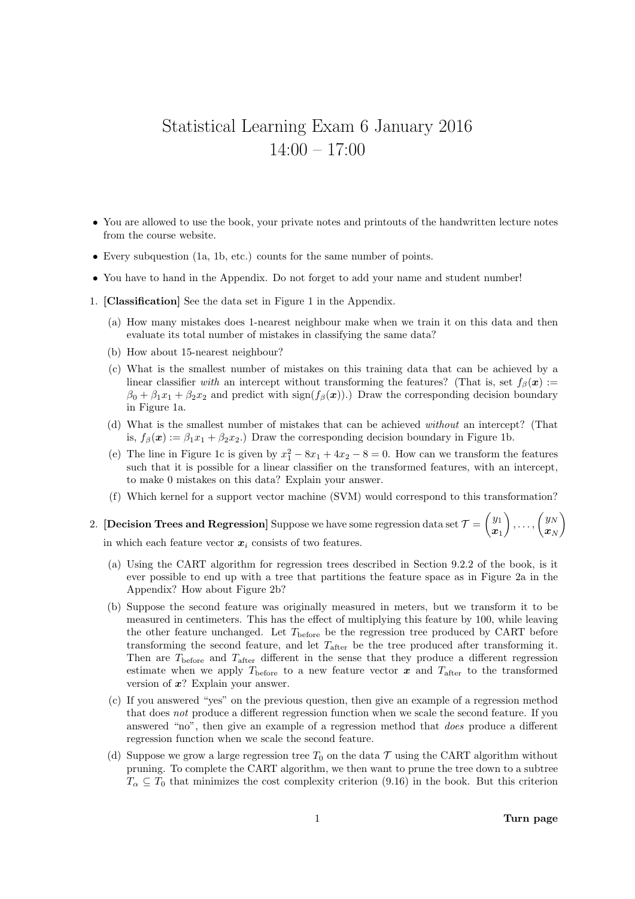# Statistical Learning Exam 6 January 2016
## 14:00 – 17:00

- You are allowed to use the book, your private notes and printouts of the handwritten lecture notes from the course website.
- Every subquestion (1a, 1b, etc.) counts for the same number of points.
- You have to hand in the Appendix. Do not forget to add your name and student number!

1. **[Classification]** See the data set in Figure 1 in the Appendix.

   (a) How many mistakes does 1-nearest neighbour make when we train it on this data and then evaluate its total number of mistakes in classifying the same data?

   (b) How about 15-nearest neighbour?

   (c) What is the smallest number of mistakes on this training data that can be achieved by a linear classifier *with* an intercept without transforming the features? (That is, set $f_\beta(\boldsymbol{x}) := \beta_0 + \beta_1 x_1 + \beta_2 x_2$ and predict with $\text{sign}(f_\beta(\boldsymbol{x}))$.) Draw the corresponding decision boundary in Figure 1a.

   (d) What is the smallest number of mistakes that can be achieved *without* an intercept? (That is, $f_\beta(\boldsymbol{x}) := \beta_1 x_1 + \beta_2 x_2$.) Draw the corresponding decision boundary in Figure 1b.

   (e) The line in Figure 1c is given by $x_1^2 - 8x_1 + 4x_2 - 8 = 0$. How can we transform the features such that it is possible for a linear classifier on the transformed features, with an intercept, to make 0 mistakes on this data? Explain your answer.

   (f) Which kernel for a support vector machine (SVM) would correspond to this transformation?

2. **[Decision Trees and Regression]** Suppose we have some regression data set $\mathcal{T} = \binom{y_1}{\boldsymbol{x}_1}, \ldots, \binom{y_N}{\boldsymbol{x}_N}$ in which each feature vector $\boldsymbol{x}_i$ consists of two features.

   (a) Using the CART algorithm for regression trees described in Section 9.2.2 of the book, is it ever possible to end up with a tree that partitions the feature space as in Figure 2a in the Appendix? How about Figure 2b?

   (b) Suppose the second feature was originally measured in meters, but we transform it to be measured in centimeters. This has the effect of multiplying this feature by 100, while leaving the other feature unchanged. Let $T_{\text{before}}$ be the regression tree produced by CART before transforming the second feature, and let $T_{\text{after}}$ be the tree produced after transforming it. Then are $T_{\text{before}}$ and $T_{\text{after}}$ different in the sense that they produce a different regression estimate when we apply $T_{\text{before}}$ to a new feature vector $\boldsymbol{x}$ and $T_{\text{after}}$ to the transformed version of $\boldsymbol{x}$? Explain your answer.

   (c) If you answered "yes" on the previous question, then give an example of a regression method that does *not* produce a different regression function when we scale the second feature. If you answered "no", then give an example of a regression method that *does* produce a different regression function when we scale the second feature.

   (d) Suppose we grow a large regression tree $T_0$ on the data $\mathcal{T}$ using the CART algorithm without pruning. To complete the CART algorithm, we then want to prune the tree down to a subtree $T_\alpha \subseteq T_0$ that minimizes the cost complexity criterion (9.16) in the book. But this criterion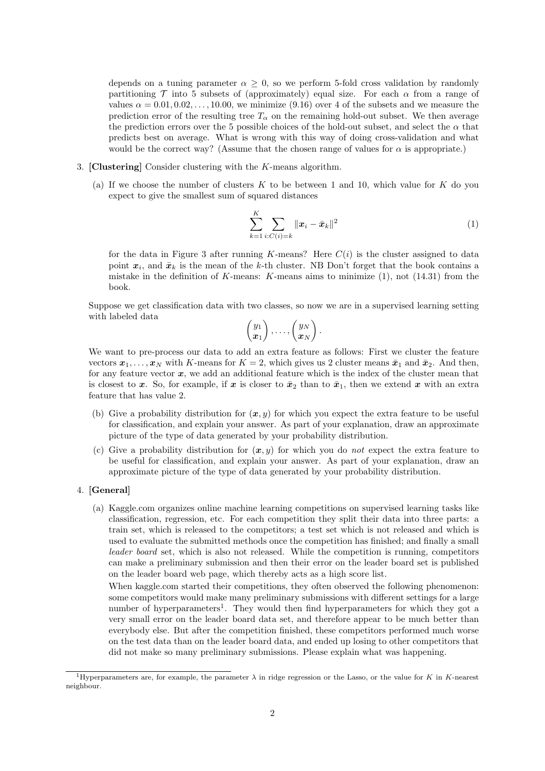depends on a tuning parameter $\alpha \geq 0$, so we perform 5-fold cross validation by randomly partitioning $\mathcal{T}$ into 5 subsets of (approximately) equal size. For each $\alpha$ from a range of values $\alpha = 0.01, 0.02, \ldots, 10.00$, we minimize (9.16) over 4 of the subsets and we measure the prediction error of the resulting tree $T_\alpha$ on the remaining hold-out subset. We then average the prediction errors over the 5 possible choices of the hold-out subset, and select the $\alpha$ that predicts best on average. What is wrong with this way of doing cross-validation and what would be the correct way? (Assume that the chosen range of values for $\alpha$ is appropriate.)

3. **[Clustering]** Consider clustering with the $K$-means algorithm.

   (a) If we choose the number of clusters $K$ to be between 1 and 10, which value for $K$ do you expect to give the smallest sum of squared distances

   $$\sum_{k=1}^{K} \sum_{i:C(i)=k} \|\boldsymbol{x}_i - \bar{\boldsymbol{x}}_k\|^2 \tag{1}$$

   for the data in Figure 3 after running $K$-means? Here $C(i)$ is the cluster assigned to data point $\boldsymbol{x}_i$, and $\bar{\boldsymbol{x}}_k$ is the mean of the $k$-th cluster. NB Don't forget that the book contains a mistake in the definition of $K$-means: $K$-means aims to minimize (1), not (14.31) from the book.

   Suppose we get classification data with two classes, so now we are in a supervised learning setting with labeled data

   $$\begin{pmatrix} y_1 \\ \boldsymbol{x}_1 \end{pmatrix}, \ldots, \begin{pmatrix} y_N \\ \boldsymbol{x}_N \end{pmatrix}.$$

   We want to pre-process our data to add an extra feature as follows: First we cluster the feature vectors $\boldsymbol{x}_1, \ldots, \boldsymbol{x}_N$ with $K$-means for $K = 2$, which gives us 2 cluster means $\bar{\boldsymbol{x}}_1$ and $\bar{\boldsymbol{x}}_2$. And then, for any feature vector $\boldsymbol{x}$, we add an additional feature which is the index of the cluster mean that is closest to $\boldsymbol{x}$. So, for example, if $\boldsymbol{x}$ is closer to $\bar{\boldsymbol{x}}_2$ than to $\bar{\boldsymbol{x}}_1$, then we extend $\boldsymbol{x}$ with an extra feature that has value 2.

   (b) Give a probability distribution for $(\boldsymbol{x}, y)$ for which you expect the extra feature to be useful for classification, and explain your answer. As part of your explanation, draw an approximate picture of the type of data generated by your probability distribution.

   (c) Give a probability distribution for $(\boldsymbol{x}, y)$ for which you do *not* expect the extra feature to be useful for classification, and explain your answer. As part of your explanation, draw an approximate picture of the type of data generated by your probability distribution.

4. **[General]**

   (a) Kaggle.com organizes online machine learning competitions on supervised learning tasks like classification, regression, etc. For each competition they split their data into three parts: a train set, which is released to the competitors; a test set which is not released and which is used to evaluate the submitted methods once the competition has finished; and finally a small *leader board* set, which is also not released. While the competition is running, competitors can make a preliminary submission and then their error on the leader board set is published on the leader board web page, which thereby acts as a high score list.

   When kaggle.com started their competitions, they often observed the following phenomenon: some competitors would make many preliminary submissions with different settings for a large number of hyperparameters[1]. They would then find hyperparameters for which they got a very small error on the leader board data set, and therefore appear to be much better than everybody else. But after the competition finished, these competitors performed much worse on the test data than on the leader board data, and ended up losing to other competitors that did not make so many preliminary submissions. Please explain what was happening.

[1] Hyperparameters are, for example, the parameter $\lambda$ in ridge regression or the Lasso, or the value for $K$ in $K$-nearest neighbour.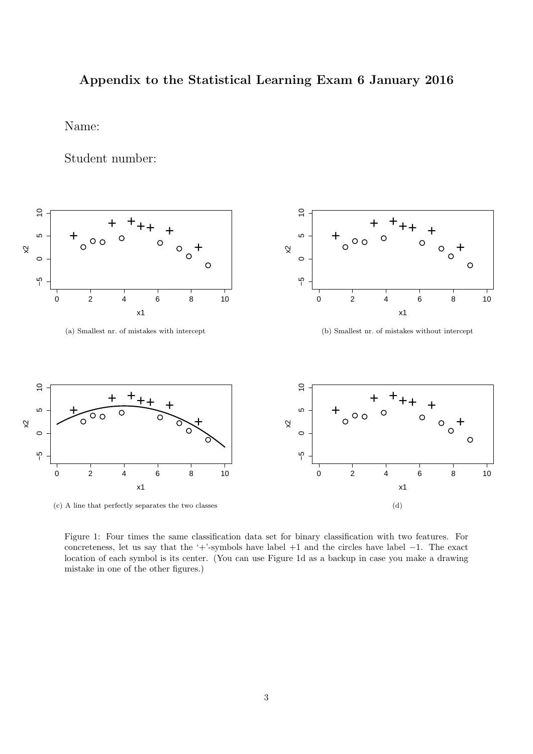# Appendix to the Statistical Learning Exam 6 January 2016

Name:

Student number:

(a) Smallest nr. of mistakes with intercept

(b) Smallest nr. of mistakes without intercept

(c) A line that perfectly separates the two classes

(d)

Figure 1: Four times the same classification data set for binary classification with two features. For concreteness, let us say that the '+'-symbols have label $+1$ and the circles have label $-1$. The exact location of each symbol is its center. (You can use Figure 1d as a backup in case you make a drawing mistake in one of the other figures.)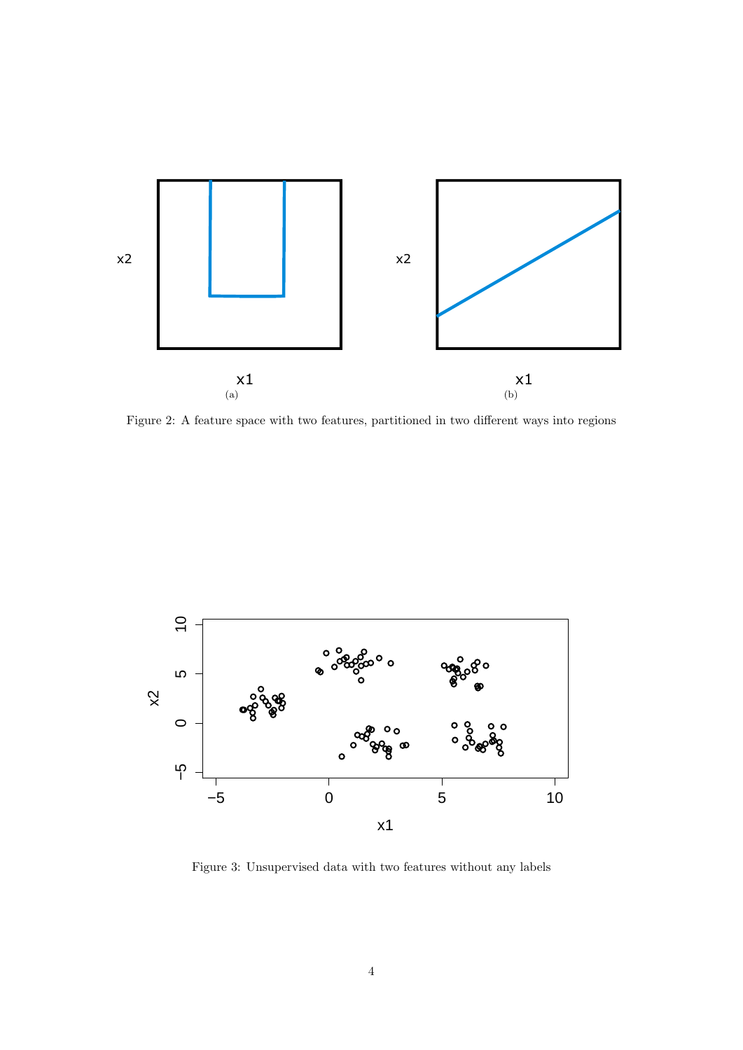x2

x1

(a)

x2

x1

(b)

Figure 2: A feature space with two features, partitioned in two different ways into regions

10

5

0

−5

x2

−5

0

5

10

x1

Figure 3: Unsupervised data with two features without any labels